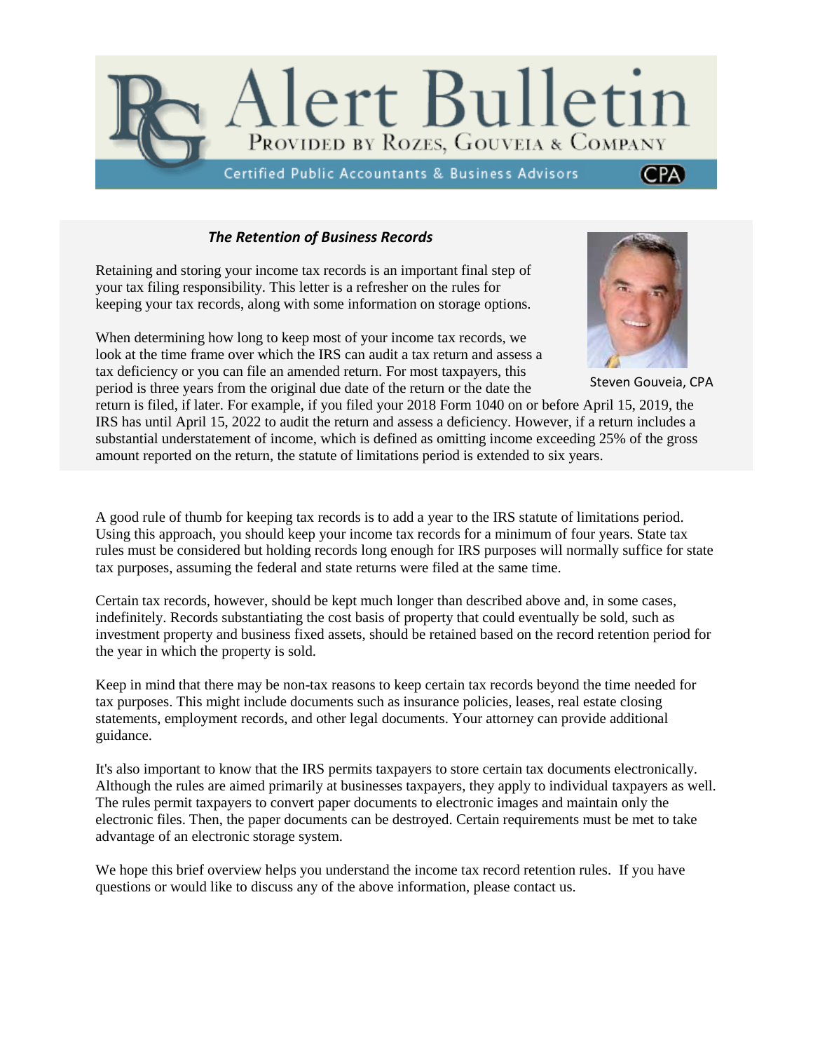# Alert Bulletin

PROVIDED BY ROZES, GOUVEIA & COMPANY

Certified Public Accountants & Business Advisors

CPA

## *The Retention of Business Records*

Steven Gouveia, CPA

Retaining and storing your income tax records is an important final step of your tax filing responsibility. This letter is a refresher on the rules for keeping your tax records, along with some information on storage options.

When determining how long to keep most of your income tax records, we look at the time frame over which the IRS can audit a tax return and assess a tax deficiency or you can file an amended return. For most taxpayers, this period is three years from the original due date of the return or the date the return is filed, if later. For example, if you filed your 2018 Form 1040 on or before April 15, 2019, the IRS has until April 15, 2022 to audit the return and assess a deficiency. However, if a return includes a substantial understatement of income, which is defined as omitting income exceeding 25% of the gross amount reported on the return, the statute of limitations period is extended to six years.

A good rule of thumb for keeping tax records is to add a year to the IRS statute of limitations period. Using this approach, you should keep your income tax records for a minimum of four years. State tax rules must be considered but holding records long enough for IRS purposes will normally suffice for state tax purposes, assuming the federal and state returns were filed at the same time.

Certain tax records, however, should be kept much longer than described above and, in some cases, indefinitely. Records substantiating the cost basis of property that could eventually be sold, such as investment property and business fixed assets, should be retained based on the record retention period for the year in which the property is sold.

Keep in mind that there may be non-tax reasons to keep certain tax records beyond the time needed for tax purposes. This might include documents such as insurance policies, leases, real estate closing statements, employment records, and other legal documents. Your attorney can provide additional guidance.

It's also important to know that the IRS permits taxpayers to store certain tax documents electronically. Although the rules are aimed primarily at businesses taxpayers, they apply to individual taxpayers as well. The rules permit taxpayers to convert paper documents to electronic images and maintain only the electronic files. Then, the paper documents can be destroyed. Certain requirements must be met to take advantage of an electronic storage system.

We hope this brief overview helps you understand the income tax record retention rules. If you have questions or would like to discuss any of the above information, please contact us.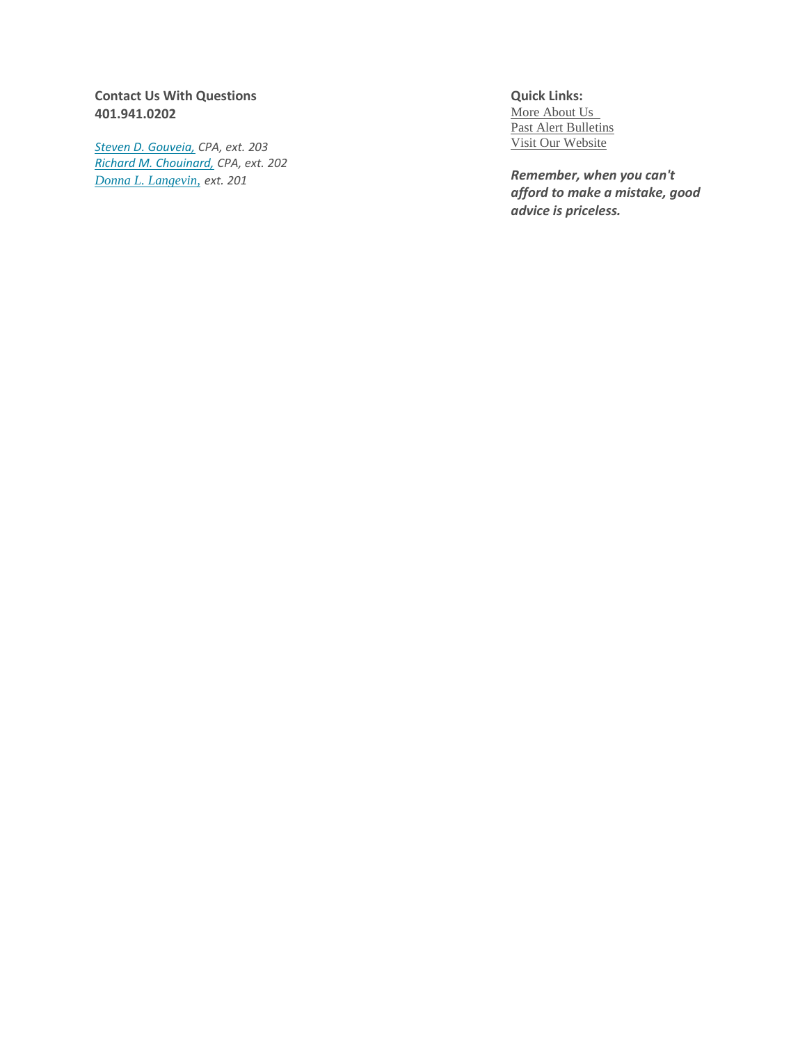**Contact Us With Questions**
**401.941.0202**

*Steven D. Gouveia, CPA, ext. 203*
*Richard M. Chouinard, CPA, ext. 202*
*Donna L. Langevin, ext. 201*

**Quick Links:**
More About Us
Past Alert Bulletins
Visit Our Website

***Remember, when you can't afford to make a mistake, good advice is priceless.***